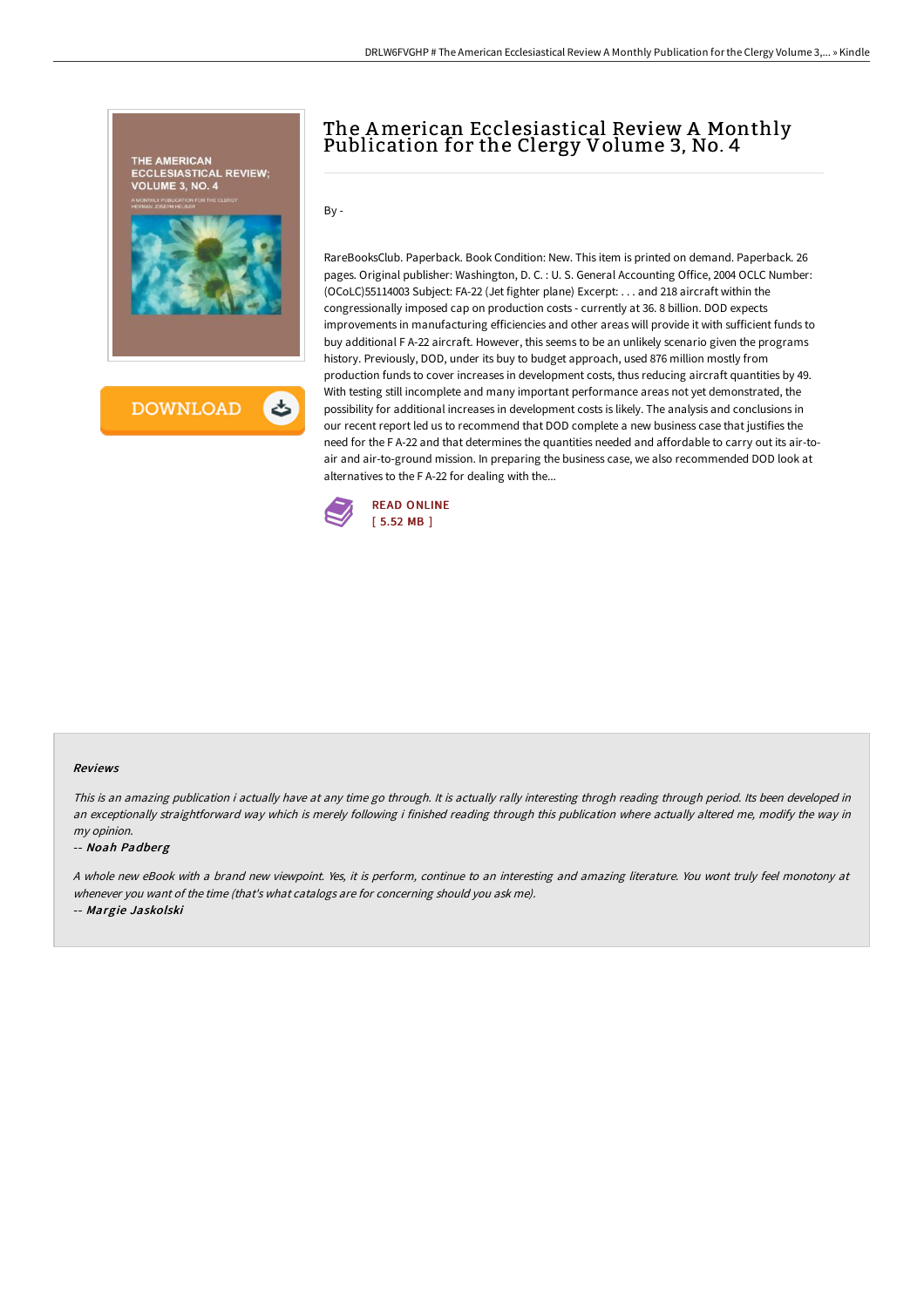# The American Ecclesiastical Review A Monthly Publication for the Clergy Volume 3, No. 4

By -

RareBooksClub. Paperback. Book Condition: New. This item is printed on demand. Paperback. 26 pages. Original publisher: Washington, D. C. : U. S. General Accounting Office, 2004 OCLC Number: (OCoLC)55114003 Subject: FA-22 (Jet fighter plane) Excerpt: . . . and 218 aircraft within the congressionally imposed cap on production costs - currently at 36. 8 billion. DOD expects improvements in manufacturing efficiencies and other areas will provide it with sufficient funds to buy additional F A-22 aircraft. However, this seems to be an unlikely scenario given the programs history. Previously, DOD, under its buy to budget approach, used 876 million mostly from production funds to cover increases in development costs, thus reducing aircraft quantities by 49. With testing still incomplete and many important performance areas not yet demonstrated, the possibility for additional increases in development costs is likely. The analysis and conclusions in our recent report led us to recommend that DOD complete a new business case that justifies the need for the F A-22 and that determines the quantities needed and affordable to carry out its air-to-air and air-to-ground mission. In preparing the business case, we also recommended DOD look at alternatives to the F A-22 for dealing with the...

READ ONLINE
[ 5.52 MB ]

### Reviews

*This is an amazing publication i actually have at any time go through. It is actually rally interesting throgh reading through period. Its been developed in an exceptionally straightforward way which is merely following i finished reading through this publication where actually altered me, modify the way in my opinion.*

-- ***Noah Padberg***

*A whole new eBook with a brand new viewpoint. Yes, it is perform, continue to an interesting and amazing literature. You wont truly feel monotony at whenever you want of the time (that's what catalogs are for concerning should you ask me).*

-- ***Margie Jaskolski***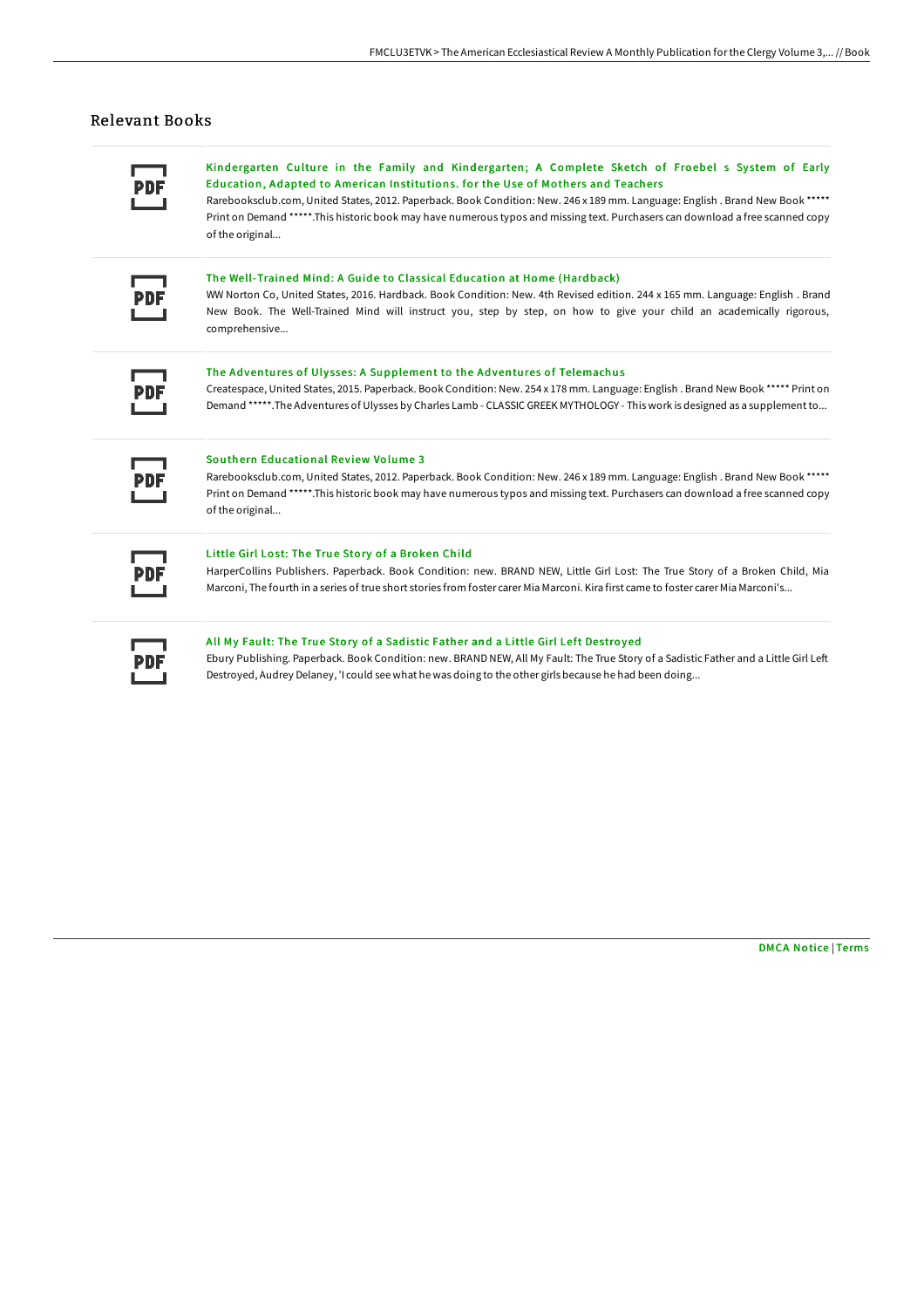## Relevant Books

### Kindergarten Culture in the Family and Kindergarten; A Complete Sketch of Froebel s System of Early Education, Adapted to American Institutions. for the Use of Mothers and Teachers

Rarebooksclub.com, United States, 2012. Paperback. Book Condition: New. 246 x 189 mm. Language: English . Brand New Book ***** Print on Demand *****.This historic book may have numerous typos and missing text. Purchasers can download a free scanned copy of the original...

### The Well-Trained Mind: A Guide to Classical Education at Home (Hardback)

WW Norton Co, United States, 2016. Hardback. Book Condition: New. 4th Revised edition. 244 x 165 mm. Language: English . Brand New Book. The Well-Trained Mind will instruct you, step by step, on how to give your child an academically rigorous, comprehensive...

### The Adventures of Ulysses: A Supplement to the Adventures of Telemachus

Createspace, United States, 2015. Paperback. Book Condition: New. 254 x 178 mm. Language: English . Brand New Book ***** Print on Demand *****.The Adventures of Ulysses by Charles Lamb - CLASSIC GREEK MYTHOLOGY - This work is designed as a supplement to...

### Southern Educational Review Volume 3

Rarebooksclub.com, United States, 2012. Paperback. Book Condition: New. 246 x 189 mm. Language: English . Brand New Book ***** Print on Demand *****.This historic book may have numerous typos and missing text. Purchasers can download a free scanned copy of the original...

### Little Girl Lost: The True Story of a Broken Child

HarperCollins Publishers. Paperback. Book Condition: new. BRAND NEW, Little Girl Lost: The True Story of a Broken Child, Mia Marconi, The fourth in a series of true short stories from foster carer Mia Marconi. Kira first came to foster carer Mia Marconi's...

### All My Fault: The True Story of a Sadistic Father and a Little Girl Left Destroyed

Ebury Publishing. Paperback. Book Condition: new. BRAND NEW, All My Fault: The True Story of a Sadistic Father and a Little Girl Left Destroyed, Audrey Delaney, 'I could see what he was doing to the other girls because he had been doing...

DMCA Notice | Terms